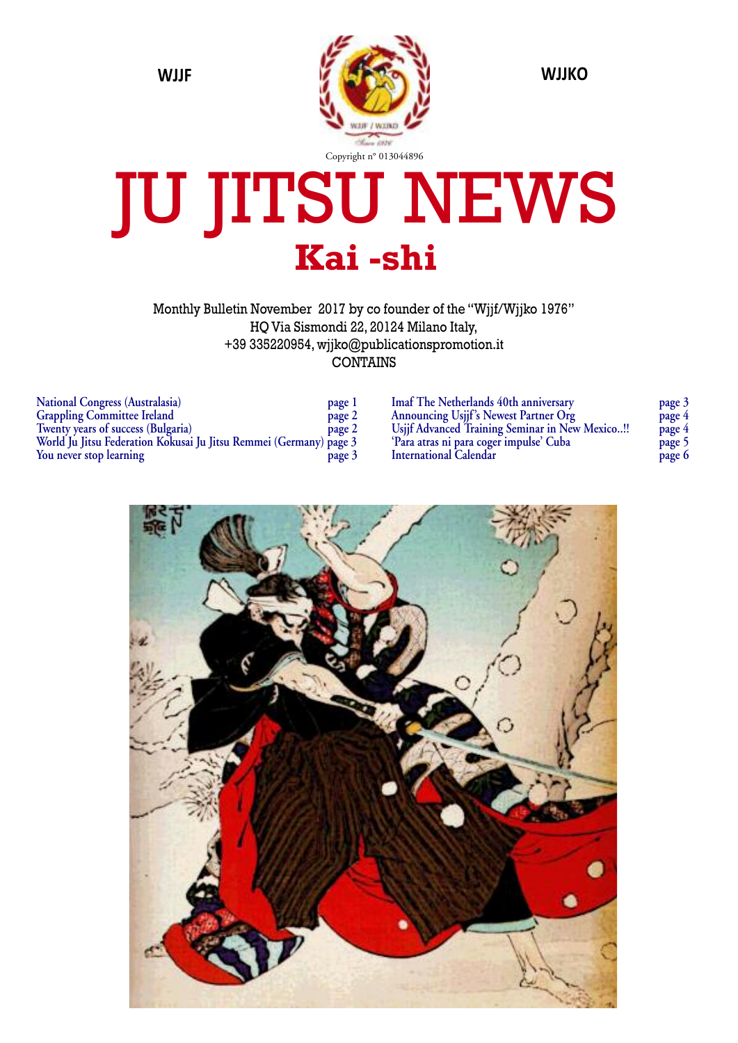WJJF WJJKO

Copyright nº 013044896

# JU JITSU NEWS

## Kai -shi

Monthly Bulletin November 2017 by co founder of the "Wjjf/Wjjko 1976"
HQ Via Sismondi 22, 20124 Milano Italy,
+39 335220954, wjjko@publicationspromotion.it
CONTAINS

| | |
|---|---|
| National Congress (Australasia) | page 1 |
| Grappling Committee Ireland | page 2 |
| Twenty years of success (Bulgaria) | page 2 |
| World Ju Jitsu Federation Kokusai Ju Jitsu Remmei (Germany) | page 3 |
| You never stop learning | page 3 |
| Imaf The Netherlands 40th anniversary | page 3 |
| Announcing Usjjf's Newest Partner Org | page 4 |
| Usjjf Advanced Training Seminar in New Mexico..!! | page 4 |
| 'Para atras ni para coger impulse' Cuba | page 5 |
| International Calendar | page 6 |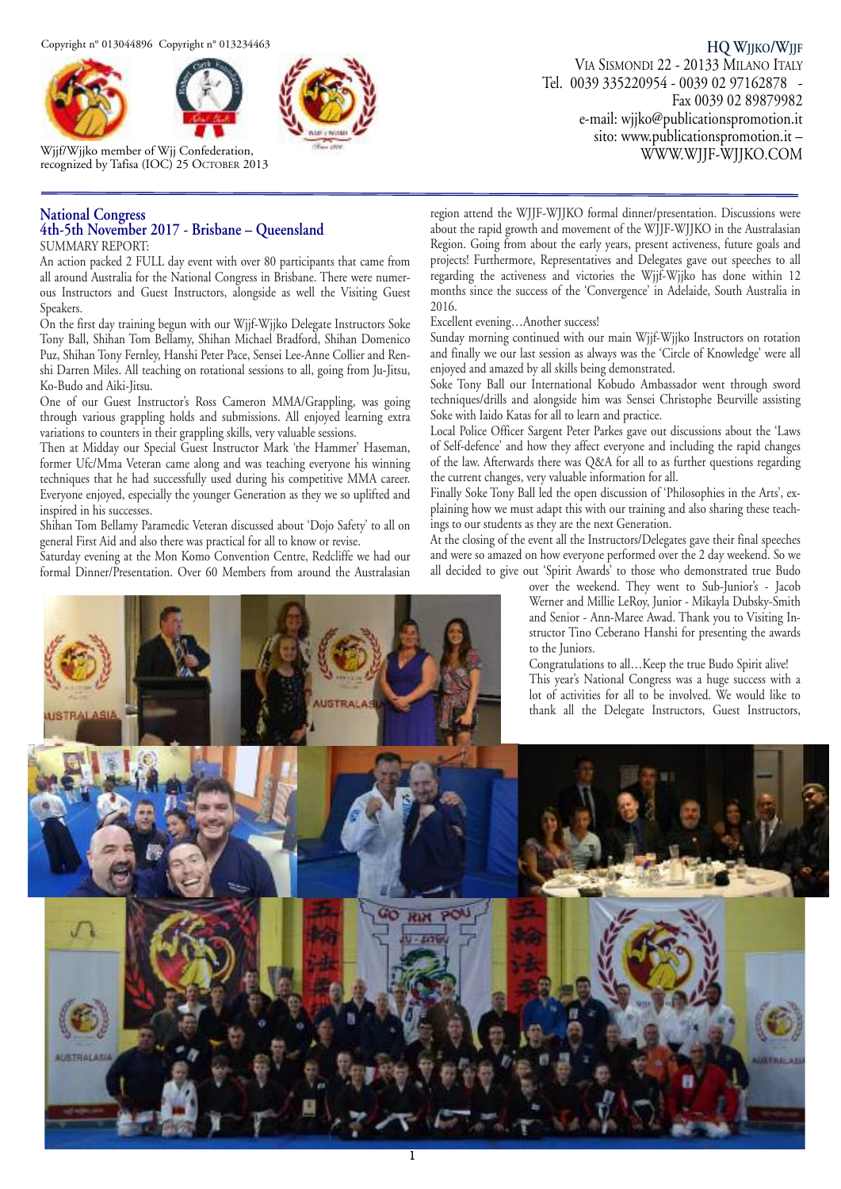Copyright n° 013044896 Copyright n° 013234463

Wjjf/Wjjko member of Wjj Confederation, recognized by Tafisa (IOC) 25 October 2013

**HQ Wjjko/Wjjf**
Via Sismondi 22 - 20133 Milano Italy
Tel. 0039 335220954 - 0039 02 97162878 - Fax 0039 02 89879982
e-mail: wjjko@publicationspromotion.it
sito: www.publicationspromotion.it – WWW.WJJF-WJJKO.COM

## National Congress
## 4th-5th November 2017 - Brisbane – Queensland

SUMMARY REPORT:

An action packed 2 FULL day event with over 80 participants that came from all around Australia for the National Congress in Brisbane. There were numerous Instructors and Guest Instructors, alongside as well the Visiting Guest Speakers.

On the first day training begun with our Wjjf-Wjjko Delegate Instructors Soke Tony Ball, Shihan Tom Bellamy, Shihan Michael Bradford, Shihan Domenico Puz, Shihan Tony Fernley, Hanshi Peter Pace, Sensei Lee-Anne Collier and Renshi Darren Miles. All teaching on rotational sessions to all, going from Ju-Jitsu, Ko-Budo and Aiki-Jitsu.

One of our Guest Instructor's Ross Cameron MMA/Grappling, was going through various grappling holds and submissions. All enjoyed learning extra variations to counters in their grappling skills, very valuable sessions.

Then at Midday our Special Guest Instructor Mark 'the Hammer' Haseman, former Ufc/Mma Veteran came along and was teaching everyone his winning techniques that he had successfully used during his competitive MMA career. Everyone enjoyed, especially the younger Generation as they we so uplifted and inspired in his successes.

Shihan Tom Bellamy Paramedic Veteran discussed about 'Dojo Safety' to all on general First Aid and also there was practical for all to know or revise.

Saturday evening at the Mon Komo Convention Centre, Redcliffe we had our formal Dinner/Presentation. Over 60 Members from around the Australasian region attend the WJJF-WJJKO formal dinner/presentation. Discussions were about the rapid growth and movement of the WJJF-WJJKO in the Australasian Region. Going from about the early years, present activeness, future goals and projects! Furthermore, Representatives and Delegates gave out speeches to all regarding the activeness and victories the Wjjf-Wjjko has done within 12 months since the success of the 'Convergence' in Adelaide, South Australia in 2016.

Excellent evening…Another success!

Sunday morning continued with our main Wjjf-Wjjko Instructors on rotation and finally we our last session as always was the 'Circle of Knowledge' were all enjoyed and amazed by all skills being demonstrated.

Soke Tony Ball our International Kobudo Ambassador went through sword techniques/drills and alongside him was Sensei Christophe Beurville assisting Soke with Iaido Katas for all to learn and practice.

Local Police Officer Sargent Peter Parkes gave out discussions about the 'Laws of Self-defence' and how they affect everyone and including the rapid changes of the law. Afterwards there was Q&A for all to as further questions regarding the current changes, very valuable information for all.

Finally Soke Tony Ball led the open discussion of 'Philosophies in the Arts', explaining how we must adapt this with our training and also sharing these teachings to our students as they are the next Generation.

At the closing of the event all the Instructors/Delegates gave their final speeches and were so amazed on how everyone performed over the 2 day weekend. So we all decided to give out 'Spirit Awards' to those who demonstrated true Budo over the weekend. They went to Sub-Junior's - Jacob Werner and Millie LeRoy, Junior - Mikayla Dubsky-Smith and Senior - Ann-Maree Awad. Thank you to Visiting Instructor Tino Ceberano Hanshi for presenting the awards to the Juniors.

Congratulations to all…Keep the true Budo Spirit alive!

This year's National Congress was a huge success with a lot of activities for all to be involved. We would like to thank all the Delegate Instructors, Guest Instructors,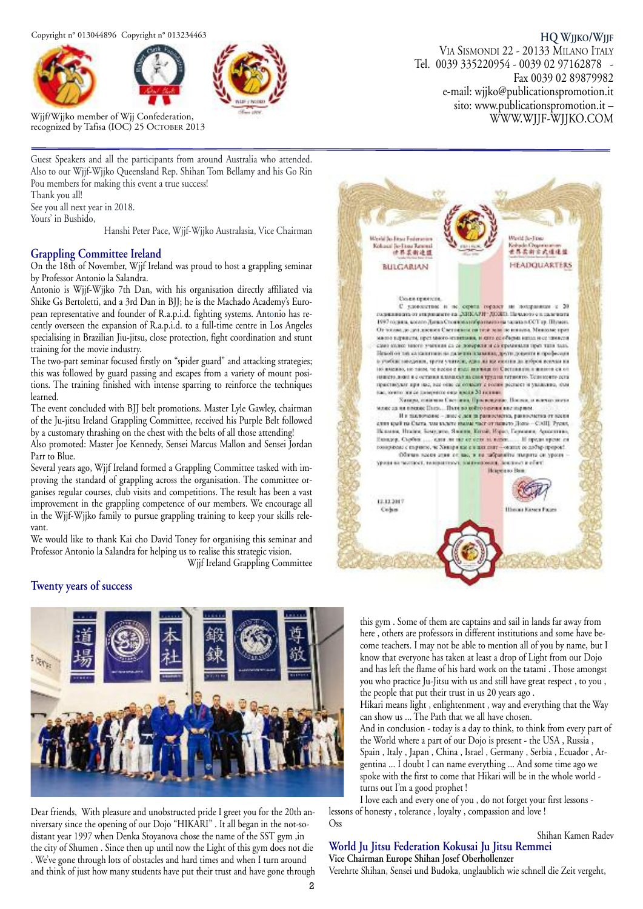Guest Speakers and all the participants from around Australia who attended. Also to our Wjjf-Wjjko Queensland Rep. Shihan Tom Bellamy and his Go Rin Pou members for making this event a true success!
Thank you all!
See you all next year in 2018.
Yours' in Bushido,

Hanshi Peter Pace, Wjjf-Wjjko Australasia, Vice Chairman

## Grappling Committee Ireland

On the 18th of November, Wjjf Ireland was proud to host a grappling seminar by Professor Antonio la Salandra.

Antonio is Wjjf-Wjjko 7th Dan, with his organisation directly affiliated via Shike Gs Bertoletti, and a 3rd Dan in BJJ; he is the Machado Academy's European representative and founder of R.a.p.i.d. fighting systems. Antonio has recently overseen the expansion of R.a.p.i.d. to a full-time centre in Los Angeles specialising in Brazilian Jiu-jitsu, close protection, fight coordination and stunt training for the movie industry.

The two-part seminar focused firstly on "spider guard" and attacking strategies; this was followed by guard passing and escapes from a variety of mount positions. The training finished with intense sparring to reinforce the techniques learned.

The event concluded with BJJ belt promotions. Master Lyle Gawley, chairman of the Ju-jitsu Ireland Grappling Committee, received his Purple Belt followed by a customary thrashing on the chest with the belts of all those attending!

Also promoted: Master Joe Kennedy, Sensei Marcus Mallon and Sensei Jordan Parr to Blue.

Several years ago, Wjjf Ireland formed a Grappling Committee tasked with improving the standard of grappling across the organisation. The committee organises regular courses, club visits and competitions. The result has been a vast improvement in the grappling competence of our members. We encourage all in the Wjjf-Wjjko family to pursue grappling training to keep your skills relevant.

We would like to thank Kai cho David Toney for organising this seminar and Professor Antonio la Salandra for helping us to realise this strategic vision.

Wjjf Ireland Grappling Committee

## Twenty years of success

Dear friends, With pleasure and unobstructed pride I greet you for the 20th anniversary since the opening of our Dojo "HIKARI" . It all began in the not-so-distant year 1997 when Denka Stoyanova chose the name of the SST gym ,in the city of Shumen . Since then up until now the Light of this gym does not die . We've gone through lots of obstacles and hard times and when I turn around and think of just how many students have put their trust and have gone through this gym . Some of them are captains and sail in lands far away from here , others are professors in different institutions and some have become teachers. I may not be able to mention all of you by name, but I know that everyone has taken at least a drop of Light from our Dojo and has left the flame of his hard work on the tatami . Those amongst you who practice Ju-Jitsu with us and still have great respect , to you , the people that put their trust in us 20 years ago .

Hikari means light , enlightenment , way and everything that the Way can show us ... The Path that we all have chosen.

And in conclusion - today is a day to think, to think from every part of the World where a part of our Dojo is present - the USA , Russia , Spain , Italy , Japan , China , Israel , Germany , Serbia , Ecuador , Argentina ... I doubt I can name everything ... And some time ago we spoke with the first to come that Hikari will be in the whole world - turns out I'm a good prophet !

I love each and every one of you , do not forget your first lessons - lessons of honesty , tolerance , loyalty , compassion and love !
Oss

Shihan Kamen Radev

## World Ju Jitsu Federation Kokusai Ju Jitsu Remmei

**Vice Chairman Europe Shihan Josef Oberhollenzer**

Verehrte Shihan, Sensei und Budoka, unglaublich wie schnell die Zeit vergeht,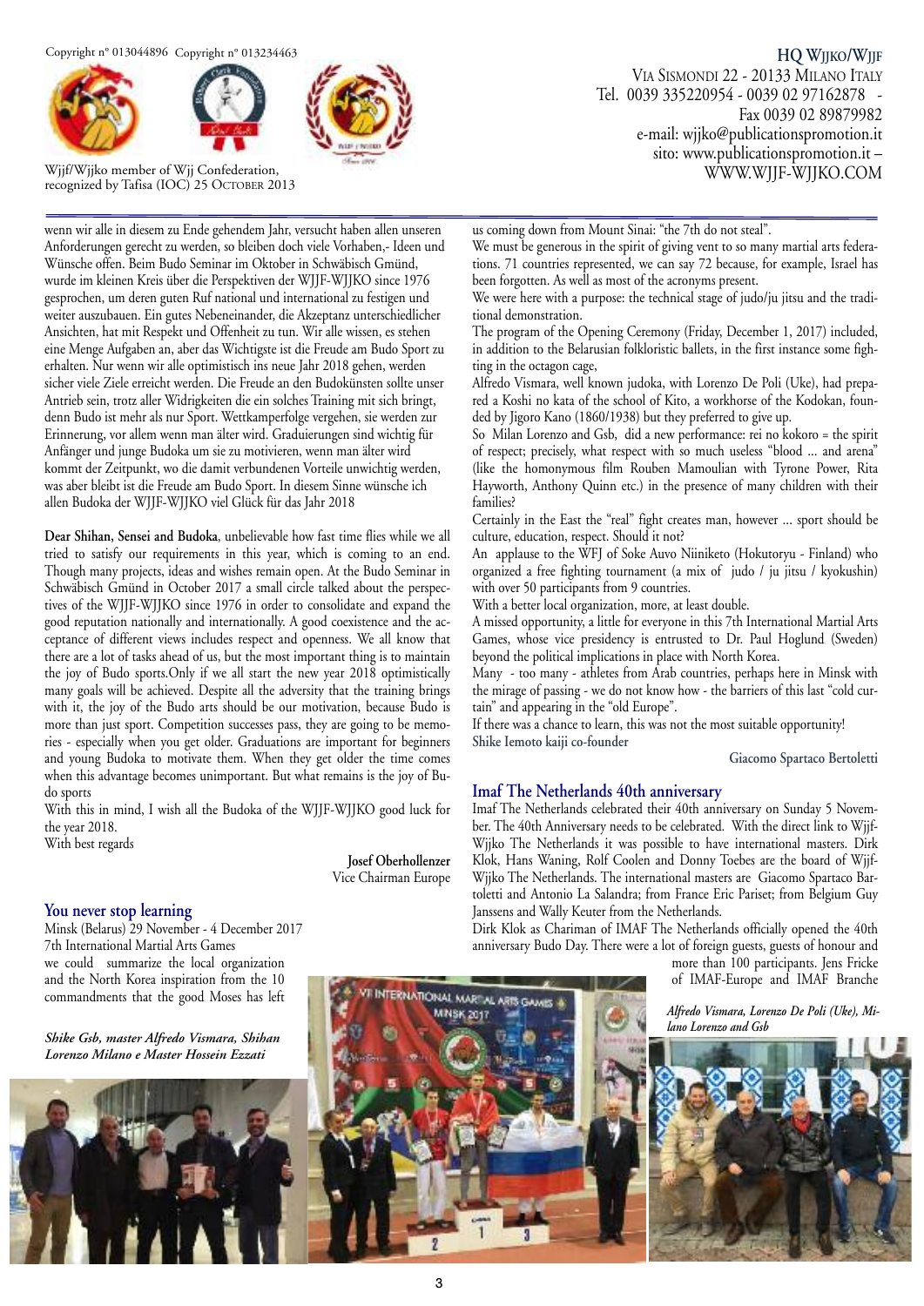Copyright n° 013044896 Copyright n° 013234463

Wjjf/Wjjko member of Wjj Confederation, recognized by Tafisa (IOC) 25 October 2013

**HQ Wjjko/Wjjf**
Via Sismondi 22 - 20133 Milano Italy
Tel. 0039 335220954 - 0039 02 97162878 - Fax 0039 02 89879982
e-mail: wjjko@publicationspromotion.it
sito: www.publicationspromotion.it – WWW.WJJF-WJJKO.COM

wenn wir alle in diesem zu Ende gehendem Jahr, versucht haben allen unseren Anforderungen gerecht zu werden, so bleiben doch viele Vorhaben,- Ideen und Wünsche offen. Beim Budo Seminar im Oktober in Schwäbisch Gmünd, wurde im kleinen Kreis über die Perspektiven der WJJF-WJJKO since 1976 gesprochen, um deren guten Ruf national und international zu festigen und weiter auszubauen. Ein gutes Nebeneinander, die Akzeptanz unterschiedlicher Ansichten, hat mit Respekt und Offenheit zu tun. Wir alle wissen, es stehen eine Menge Aufgaben an, aber das Wichtigste ist die Freude am Budo Sport zu erhalten. Nur wenn wir alle optimistisch ins neue Jahr 2018 gehen, werden sicher viele Ziele erreicht werden. Die Freude an den Budokünsten sollte unser Antrieb sein, trotz aller Widrigkeiten die ein solches Training mit sich bringt, denn Budo ist mehr als nur Sport. Wettkamperfolge vergehen, sie werden zur Erinnerung, vor allem wenn man älter wird. Graduierungen sind wichtig für Anfänger und junge Budoka um sie zu motivieren, wenn man älter wird kommt der Zeitpunkt, wo die damit verbundenen Vorteile unwichtig werden, was aber bleibt ist die Freude am Budo Sport. In diesem Sinne wünsche ich allen Budoka der WJJF-WJJKO viel Glück für das Jahr 2018

**Dear Shihan, Sensei and Budoka**, unbelievable how fast time flies while we all tried to satisfy our requirements in this year, which is coming to an end. Though many projects, ideas and wishes remain open. At the Budo Seminar in Schwäbisch Gmünd in October 2017 a small circle talked about the perspectives of the WJJF-WJJKO since 1976 in order to consolidate and expand the good reputation nationally and internationally. A good coexistence and the acceptance of different views includes respect and openness. We all know that there are a lot of tasks ahead of us, but the most important thing is to maintain the joy of Budo sports.Only if we all start the new year 2018 optimistically many goals will be achieved. Despite all the adversity that the training brings with it, the joy of the Budo arts should be our motivation, because Budo is more than just sport. Competition successes pass, they are going to be memories - especially when you get older. Graduations are important for beginners and young Budoka to motivate them. When they get older the time comes when this advantage becomes unimportant. But what remains is the joy of Budo sports

With this in mind, I wish all the Budoka of the WJJF-WJJKO good luck for the year 2018.

With best regards

**Josef Oberhollenzer**
Vice Chairman Europe

## You never stop learning

Minsk (Belarus) 29 November - 4 December 2017
7th International Martial Arts Games

we could summarize the local organization and the North Korea inspiration from the 10 commandments that the good Moses has left us coming down from Mount Sinai: "the 7th do not steal".

We must be generous in the spirit of giving vent to so many martial arts federations. 71 countries represented, we can say 72 because, for example, Israel has been forgotten. As well as most of the acronyms present.

We were here with a purpose: the technical stage of judo/ju jitsu and the traditional demonstration.

The program of the Opening Ceremony (Friday, December 1, 2017) included, in addition to the Belarusian folkloristic ballets, in the first instance some fighting in the octagon cage,

Alfredo Vismara, well known judoka, with Lorenzo De Poli (Uke), had prepared a Koshi no kata of the school of Kito, a workhorse of the Kodokan, founded by Jigoro Kano (1860/1938) but they preferred to give up.

So Milan Lorenzo and Gsb, did a new performance: rei no kokoro = the spirit of respect; precisely, what respect with so much useless "blood ... and arena" (like the homonymous film Rouben Mamoulian with Tyrone Power, Rita Hayworth, Anthony Quinn etc.) in the presence of many children with their families?

Certainly in the East the "real" fight creates man, however ... sport should be culture, education, respect. Should it not?

An applause to the WFJ of Soke Auvo Niiniketo (Hokutoryu - Finland) who organized a free fighting tournament (a mix of judo / ju jitsu / kyokushin) with over 50 participants from 9 countries.

With a better local organization, more, at least double.

A missed opportunity, a little for everyone in this 7th International Martial Arts Games, whose vice presidency is entrusted to Dr. Paul Hoglund (Sweden) beyond the political implications in place with North Korea.

Many - too many - athletes from Arab countries, perhaps here in Minsk with the mirage of passing - we do not know how - the barriers of this last "cold curtain" and appearing in the "old Europe".

If there was a chance to learn, this was not the most suitable opportunity!

**Shike Iemoto kaiji co-founder**

**Giacomo Spartaco Bertoletti**

*Shike Gsb, master Alfredo Vismara, Shihan Lorenzo Milano e Master Hossein Ezzati*

## Imaf The Netherlands 40th anniversary

Imaf The Netherlands celebrated their 40th anniversary on Sunday 5 November. The 40th Anniversary needs to be celebrated. With the direct link to Wjjf-Wjjko The Netherlands it was possible to have international masters. Dirk Klok, Hans Waning, Rolf Coolen and Donny Toebes are the board of Wjjf-Wjjko The Netherlands. The international masters are Giacomo Spartaco Bartoletti and Antonio La Salandra; from France Eric Pariset; from Belgium Guy Janssens and Wally Keuter from the Netherlands.

Dirk Klok as Chariman of IMAF The Netherlands officially opened the 40th anniversary Budo Day. There were a lot of foreign guests, guests of honour and more than 100 participants. Jens Fricke of IMAF-Europe and IMAF Branche

*Alfredo Vismara, Lorenzo De Poli (Uke), Milano Lorenzo and Gsb*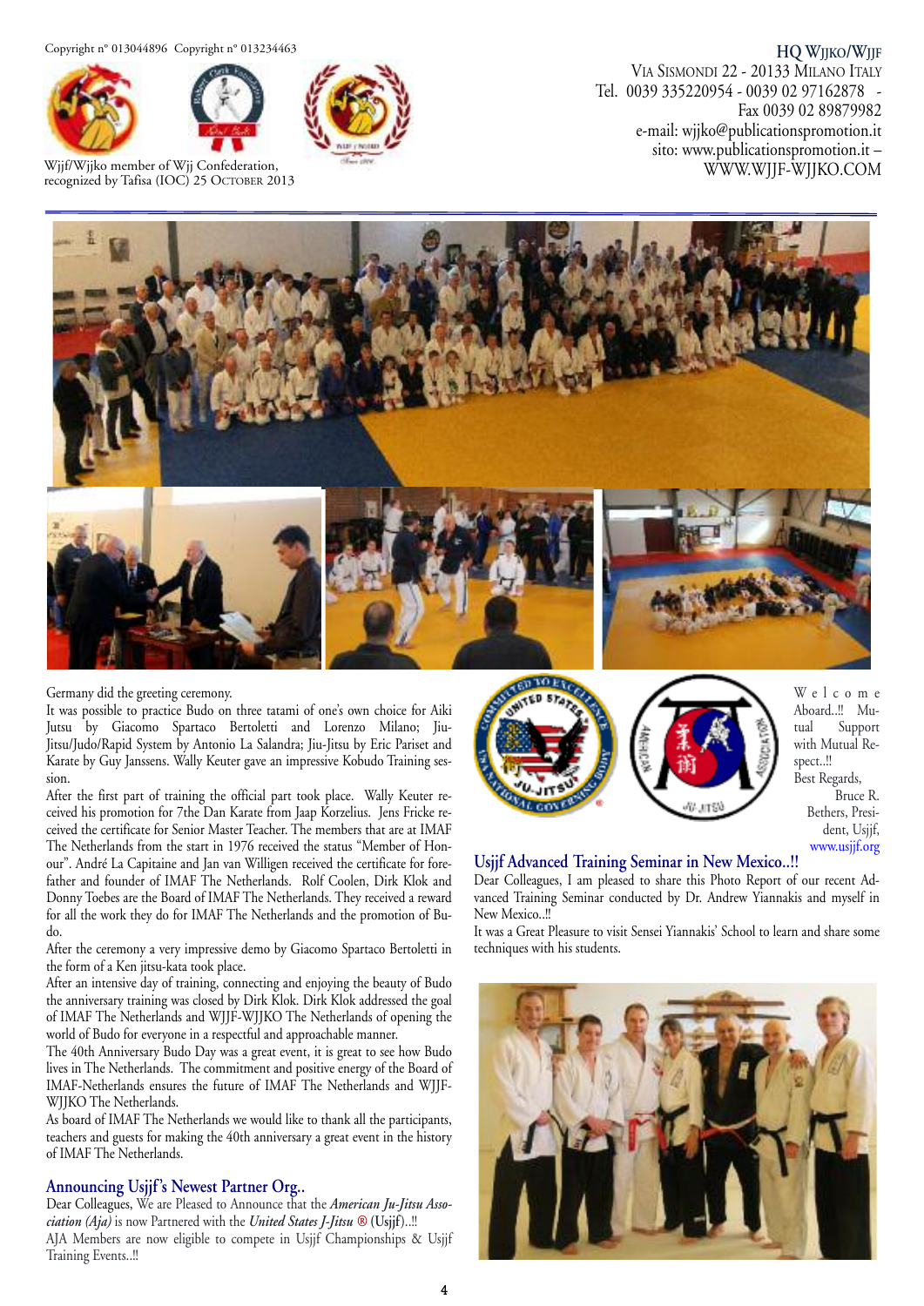Copyright n° 013044896 Copyright n° 013234463

Wjjf/Wjjko member of Wjj Confederation, recognized by Tafisa (IOC) 25 October 2013

**HQ Wjjko/Wjjf**
Via Sismondi 22 - 20133 Milano Italy
Tel. 0039 335220954 - 0039 02 97162878 -
Fax 0039 02 89879982
e-mail: wjjko@publicationspromotion.it
sito: www.publicationspromotion.it –
WWW.WJJF-WJJKO.COM

Germany did the greeting ceremony.

It was possible to practice Budo on three tatami of one's own choice for Aiki Jutsu by Giacomo Spartaco Bertoletti and Lorenzo Milano; Jiu-Jitsu/Judo/Rapid System by Antonio La Salandra; Jiu-Jitsu by Eric Pariset and Karate by Guy Janssens. Wally Keuter gave an impressive Kobudo Training session.

After the first part of training the official part took place. Wally Keuter received his promotion for 7the Dan Karate from Jaap Korzelius. Jens Fricke received the certificate for Senior Master Teacher. The members that are at IMAF The Netherlands from the start in 1976 received the status "Member of Honour". André La Capitaine and Jan van Willigen received the certificate for forefather and founder of IMAF The Netherlands. Rolf Coolen, Dirk Klok and Donny Toebes are the Board of IMAF The Netherlands. They received a reward for all the work they do for IMAF The Netherlands and the promotion of Budo.

After the ceremony a very impressive demo by Giacomo Spartaco Bertoletti in the form of a Ken jitsu-kata took place.

After an intensive day of training, connecting and enjoying the beauty of Budo the anniversary training was closed by Dirk Klok. Dirk Klok addressed the goal of IMAF The Netherlands and WJJF-WJJKO The Netherlands of opening the world of Budo for everyone in a respectful and approachable manner.

The 40th Anniversary Budo Day was a great event, it is great to see how Budo lives in The Netherlands. The commitment and positive energy of the Board of IMAF-Netherlands ensures the future of IMAF The Netherlands and WJJF-WJJKO The Netherlands.

As board of IMAF The Netherlands we would like to thank all the participants, teachers and guests for making the 40th anniversary a great event in the history of IMAF The Netherlands.

## Announcing Usjjf's Newest Partner Org..

Dear Colleagues, We are Pleased to Announce that the ***American Ju-Jitsu Association (Aja)*** is now Partnered with the ***United States J-Jitsu ®*** (Usjjf)...!!

AJA Members are now eligible to compete in Usjjf Championships & Usjjf Training Events..!!

Welcome Aboard..!! Mutual Support with Mutual Respect..!!

Best Regards,
Bruce R. Bethers, President, Usjjf,
www.usjjf.org

## Usjjf Advanced Training Seminar in New Mexico..!!

Dear Colleagues, I am pleased to share this Photo Report of our recent Advanced Training Seminar conducted by Dr. Andrew Yiannakis and myself in New Mexico..!!

It was a Great Pleasure to visit Sensei Yiannakis' School to learn and share some techniques with his students.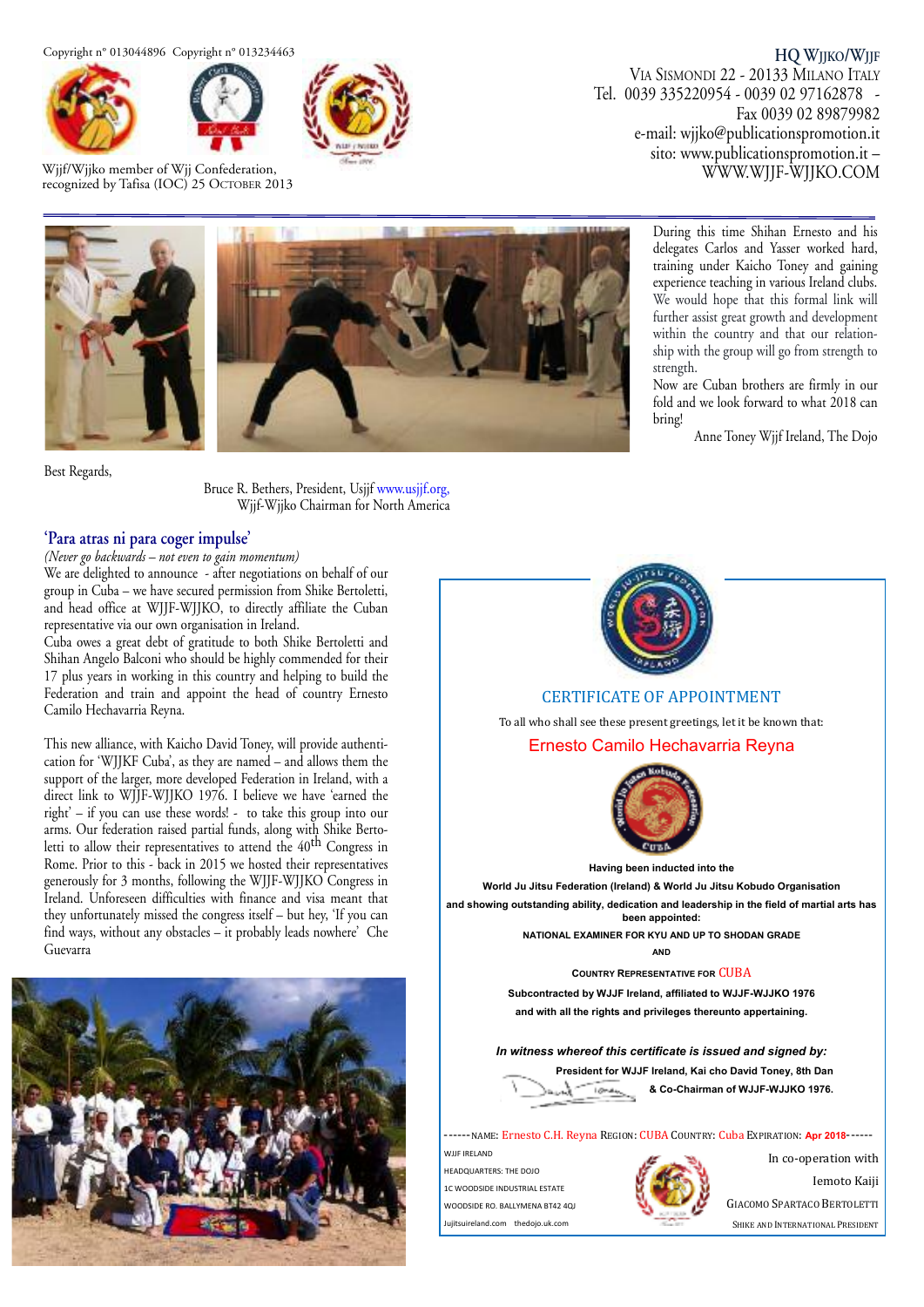Copyright n° 013044896 Copyright n° 013234463

Wjjf/Wjjko member of Wjj Confederation, recognized by Tafisa (IOC) 25 October 2013

**HQ Wjjko/Wjjf**
Via Sismondi 22 - 20133 Milano Italy
Tel. 0039 335220954 - 0039 02 97162878 - Fax 0039 02 89879982
e-mail: wjjko@publicationspromotion.it
sito: www.publicationspromotion.it – WWW.WJJF-WJJKO.COM

During this time Shihan Ernesto and his delegates Carlos and Yasser worked hard, training under Kaicho Toney and gaining experience teaching in various Ireland clubs. We would hope that this formal link will further assist great growth and development within the country and that our relationship with the group will go from strength to strength.

Now are Cuban brothers are firmly in our fold and we look forward to what 2018 can bring!

Anne Toney Wjjf Ireland, The Dojo

Best Regards,

Bruce R. Bethers, President, Usjjf www.usjjf.org,
Wjjf-Wjjko Chairman for North America

## 'Para atras ni para coger impulse'

*(Never go backwards – not even to gain momentum)*

We are delighted to announce - after negotiations on behalf of our group in Cuba – we have secured permission from Shike Bertoletti, and head office at WJJF-WJJKO, to directly affiliate the Cuban representative via our own organisation in Ireland.

Cuba owes a great debt of gratitude to both Shike Bertoletti and Shihan Angelo Balconi who should be highly commended for their 17 plus years in working in this country and helping to build the Federation and train and appoint the head of country Ernesto Camilo Hechavarria Reyna.

This new alliance, with Kaicho David Toney, will provide authentication for 'WJJKF Cuba', as they are named – and allows them the support of the larger, more developed Federation in Ireland, with a direct link to WJJF-WJJKO 1976. I believe we have 'earned the right' – if you can use these words! - to take this group into our arms. Our federation raised partial funds, along with Shike Bertoletti to allow their representatives to attend the 40th Congress in Rome. Prior to this - back in 2015 we hosted their representatives generously for 3 months, following the WJJF-WJJKO Congress in Ireland. Unforeseen difficulties with finance and visa meant that they unfortunately missed the congress itself – but hey, 'If you can find ways, without any obstacles – it probably leads nowhere' Che Guevarra

### CERTIFICATE OF APPOINTMENT

To all who shall see these present greetings, let it be known that:

**Ernesto Camilo Hechavarria Reyna**

**Having been inducted into the**

**World Ju Jitsu Federation (Ireland) & World Ju Jitsu Kobudo Organisation**

**and showing outstanding ability, dedication and leadership in the field of martial arts has been appointed:**

**NATIONAL EXAMINER FOR KYU AND UP TO SHODAN GRADE**

**AND**

**COUNTRY REPRESENTATIVE FOR CUBA**

**Subcontracted by WJJF Ireland, affiliated to WJJF-WJJKO 1976**

**and with all the rights and privileges thereunto appertaining.**

***In witness whereof this certificate is issued and signed by:***

**President for WJJF Ireland, Kai cho David Toney, 8th Dan**
**& Co-Chairman of WJJF-WJJKO 1976.**

------NAME: Ernesto C.H. Reyna REGION: CUBA COUNTRY: Cuba EXPIRATION: **Apr 2018**------

WJJF IRELAND
HEADQUARTERS: THE DOJO
1C WOODSIDE INDUSTRIAL ESTATE
WOODSIDE RD. BALLYMENA BT42 4QJ
Jujitsuireland.com thedojo.uk.com

In co-operation with
Iemoto Kaiji
Giacomo Spartaco Bertoletti
Shike and International President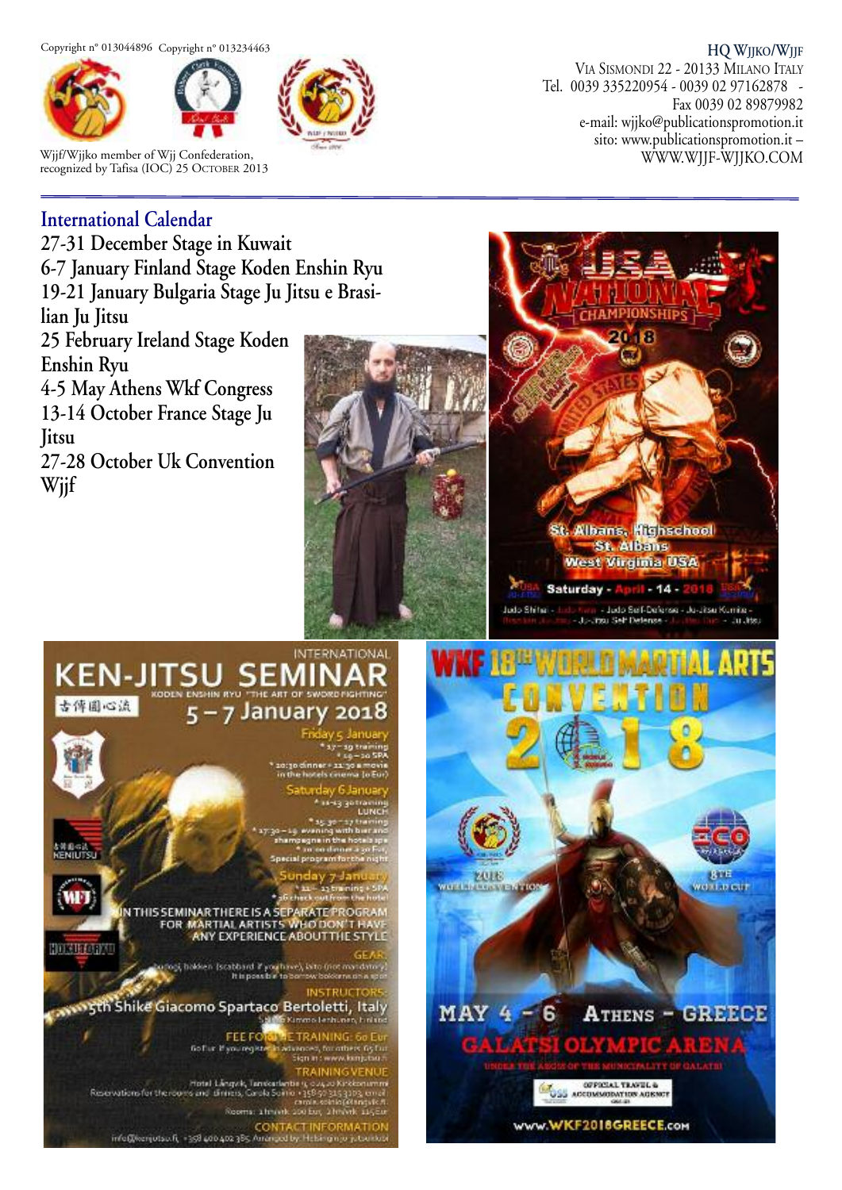Copyright n° 013044896 Copyright n° 013234463

Wjjf/Wjjko member of Wjj Confederation, recognized by Tafisa (IOC) 25 October 2013

**HQ Wjjko/Wjjf**
Via Sismondi 22 - 20133 Milano Italy
Tel. 0039 335220954 - 0039 02 97162878 -
Fax 0039 02 89879982
e-mail: wjjko@publicationspromotion.it
sito: www.publicationspromotion.it –
WWW.WJJF-WJJKO.COM

## International Calendar

27-31 December Stage in Kuwait
6-7 January Finland Stage Koden Enshin Ryu
19-21 January Bulgaria Stage Ju Jitsu e Brasilian Ju Jitsu
25 February Ireland Stage Koden Enshin Ryu
4-5 May Athens Wkf Congress
13-14 October France Stage Ju Jitsu
27-28 October Uk Convention Wjjf